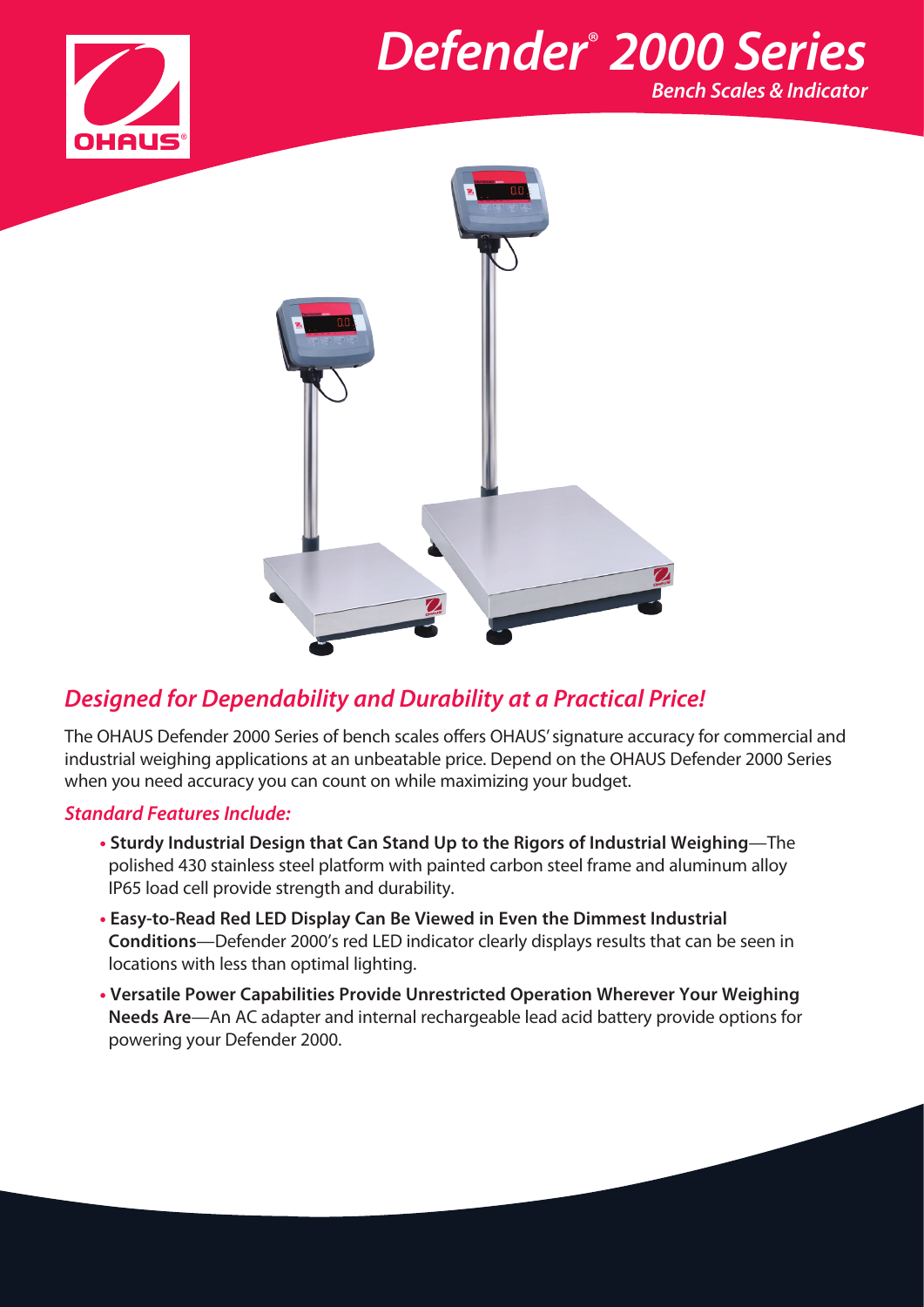# *Defender® 2000 Series*

***Bench Scales & Indicator***

## *Designed for Dependability and Durability at a Practical Price!*

The OHAUS Defender 2000 Series of bench scales offers OHAUS' signature accuracy for commercial and industrial weighing applications at an unbeatable price. Depend on the OHAUS Defender 2000 Series when you need accuracy you can count on while maximizing your budget.

### *Standard Features Include:*

- **Sturdy Industrial Design that Can Stand Up to the Rigors of Industrial Weighing**—The polished 430 stainless steel platform with painted carbon steel frame and aluminum alloy IP65 load cell provide strength and durability.
- **Easy-to-Read Red LED Display Can Be Viewed in Even the Dimmest Industrial Conditions**—Defender 2000's red LED indicator clearly displays results that can be seen in locations with less than optimal lighting.
- **Versatile Power Capabilities Provide Unrestricted Operation Wherever Your Weighing Needs Are**—An AC adapter and internal rechargeable lead acid battery provide options for powering your Defender 2000.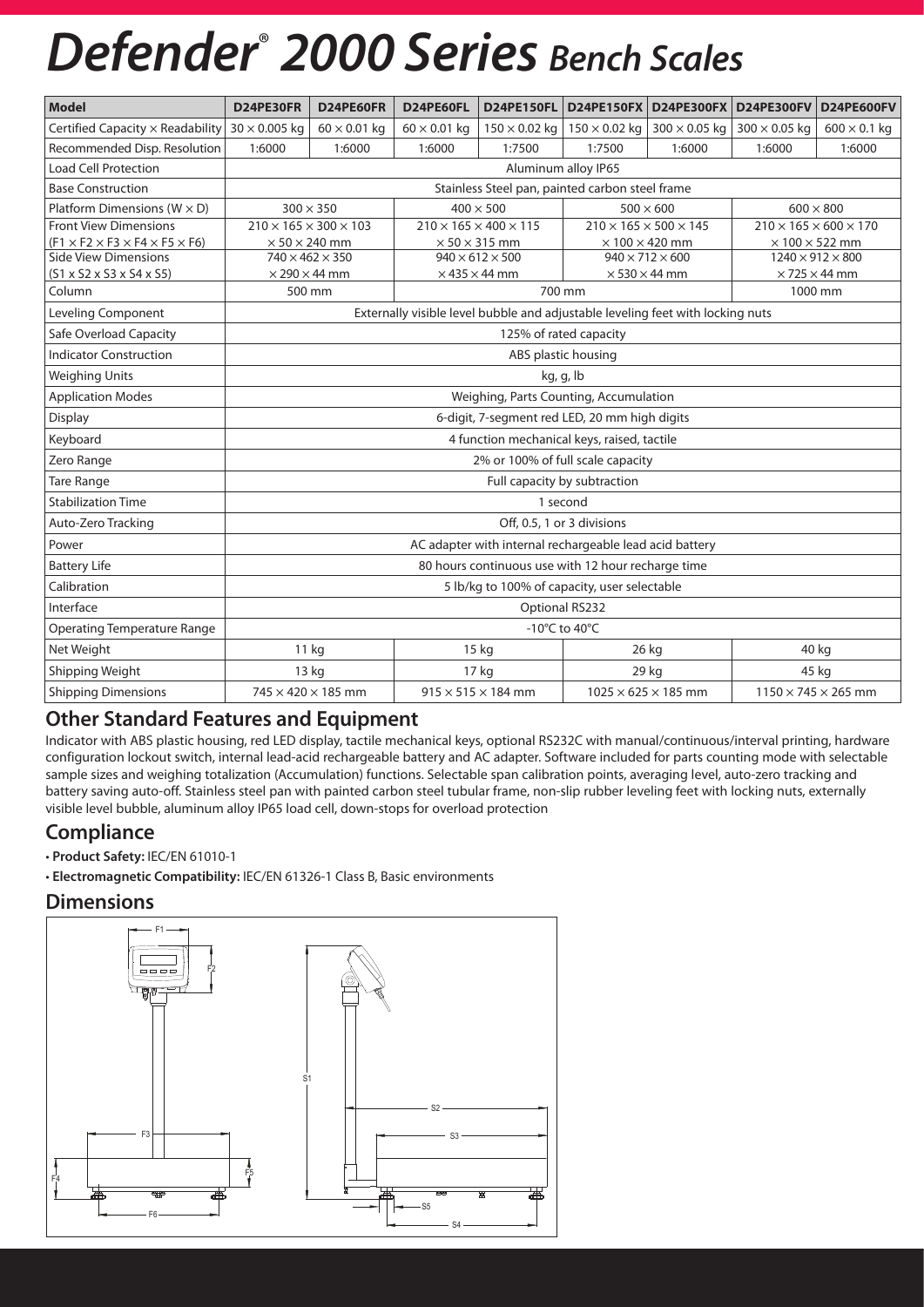# Defender® 2000 Series *Bench Scales*

| Model | D24PE30FR | D24PE60FR | D24PE60FL | D24PE150FL | D24PE150FX | D24PE300FX | D24PE300FV | D24PE600FV |
|---|---|---|---|---|---|---|---|---|
| Certified Capacity × Readability | 30 × 0.005 kg | 60 × 0.01 kg | 60 × 0.01 kg | 150 × 0.02 kg | 150 × 0.02 kg | 300 × 0.05 kg | 300 × 0.05 kg | 600 × 0.1 kg |
| Recommended Disp. Resolution | 1:6000 | 1:6000 | 1:6000 | 1:7500 | 1:7500 | 1:6000 | 1:6000 | 1:6000 |
| Load Cell Protection | Aluminum alloy IP65 | | | | | | | |
| Base Construction | Stainless Steel pan, painted carbon steel frame | | | | | | | |
| Platform Dimensions (W × D) | 300 × 350 | | 400 × 500 | | 500 × 600 | | 600 × 800 | |
| Front View Dimensions (F1 × F2 × F3 × F4 × F5 × F6) | 210 × 165 × 300 × 103 × 50 × 240 mm | | 210 × 165 × 400 × 115 × 50 × 315 mm | | 210 × 165 × 500 × 145 × 100 × 420 mm | | 210 × 165 × 600 × 170 × 100 × 522 mm | |
| Side View Dimensions (S1 x S2 x S3 x S4 x S5) | 740 × 462 × 350 × 290 × 44 mm | | 940 × 612 × 500 × 435 × 44 mm | | 940 × 712 × 600 × 530 × 44 mm | | 1240 × 912 × 800 × 725 × 44 mm | |
| Column | 500 mm | | 700 mm | | | | 1000 mm | |
| Leveling Component | Externally visible level bubble and adjustable leveling feet with locking nuts | | | | | | | |
| Safe Overload Capacity | 125% of rated capacity | | | | | | | |
| Indicator Construction | ABS plastic housing | | | | | | | |
| Weighing Units | kg, g, lb | | | | | | | |
| Application Modes | Weighing, Parts Counting, Accumulation | | | | | | | |
| Display | 6-digit, 7-segment red LED, 20 mm high digits | | | | | | | |
| Keyboard | 4 function mechanical keys, raised, tactile | | | | | | | |
| Zero Range | 2% or 100% of full scale capacity | | | | | | | |
| Tare Range | Full capacity by subtraction | | | | | | | |
| Stabilization Time | 1 second | | | | | | | |
| Auto-Zero Tracking | Off, 0.5, 1 or 3 divisions | | | | | | | |
| Power | AC adapter with internal rechargeable lead acid battery | | | | | | | |
| Battery Life | 80 hours continuous use with 12 hour recharge time | | | | | | | |
| Calibration | 5 lb/kg to 100% of capacity, user selectable | | | | | | | |
| Interface | Optional RS232 | | | | | | | |
| Operating Temperature Range | -10°C to 40°C | | | | | | | |
| Net Weight | 11 kg | | 15 kg | | 26 kg | | 40 kg | |
| Shipping Weight | 13 kg | | 17 kg | | 29 kg | | 45 kg | |
| Shipping Dimensions | 745 × 420 × 185 mm | | 915 × 515 × 184 mm | | 1025 × 625 × 185 mm | | 1150 × 745 × 265 mm | |

## Other Standard Features and Equipment

Indicator with ABS plastic housing, red LED display, tactile mechanical keys, optional RS232C with manual/continuous/interval printing, hardware configuration lockout switch, internal lead-acid rechargeable battery and AC adapter. Software included for parts counting mode with selectable sample sizes and weighing totalization (Accumulation) functions. Selectable span calibration points, averaging level, auto-zero tracking and battery saving auto-off. Stainless steel pan with painted carbon steel tubular frame, non-slip rubber leveling feet with locking nuts, externally visible level bubble, aluminum alloy IP65 load cell, down-stops for overload protection

## Compliance

- **Product Safety:** IEC/EN 61010-1
- **Electromagnetic Compatibility:** IEC/EN 61326-1 Class B, Basic environments

## Dimensions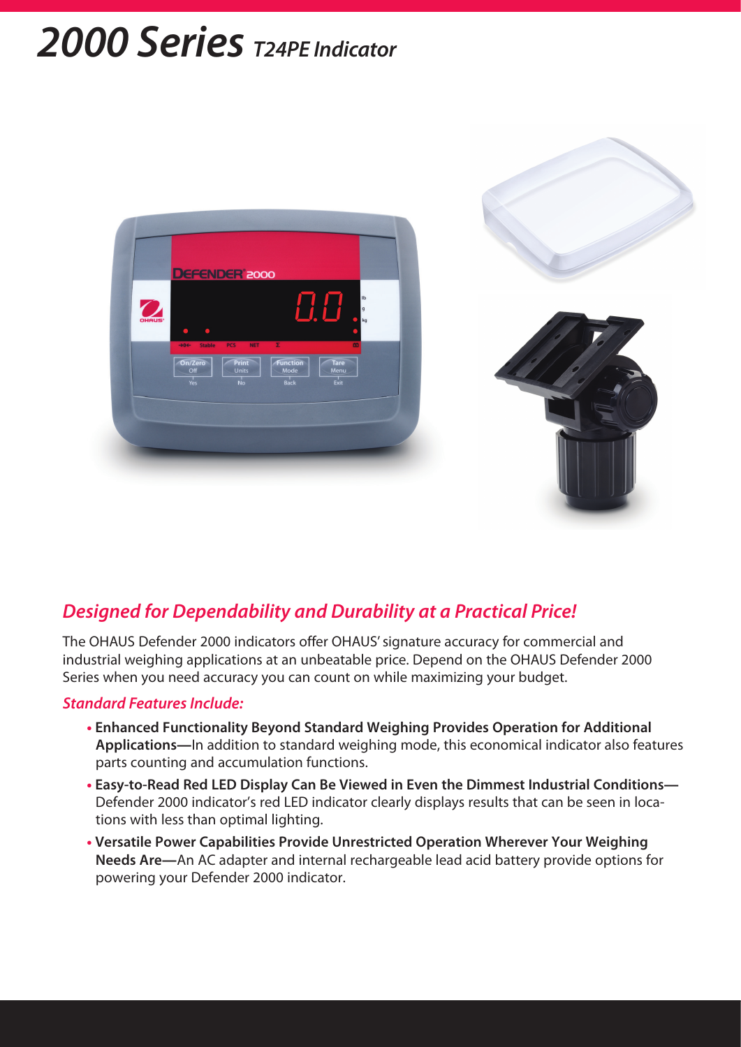# 2000 Series *T24PE Indicator*

## *Designed for Dependability and Durability at a Practical Price!*

The OHAUS Defender 2000 indicators offer OHAUS' signature accuracy for commercial and industrial weighing applications at an unbeatable price. Depend on the OHAUS Defender 2000 Series when you need accuracy you can count on while maximizing your budget.

### *Standard Features Include:*

- **Enhanced Functionality Beyond Standard Weighing Provides Operation for Additional Applications—**In addition to standard weighing mode, this economical indicator also features parts counting and accumulation functions.
- **Easy-to-Read Red LED Display Can Be Viewed in Even the Dimmest Industrial Conditions—** Defender 2000 indicator's red LED indicator clearly displays results that can be seen in locations with less than optimal lighting.
- **Versatile Power Capabilities Provide Unrestricted Operation Wherever Your Weighing Needs Are—**An AC adapter and internal rechargeable lead acid battery provide options for powering your Defender 2000 indicator.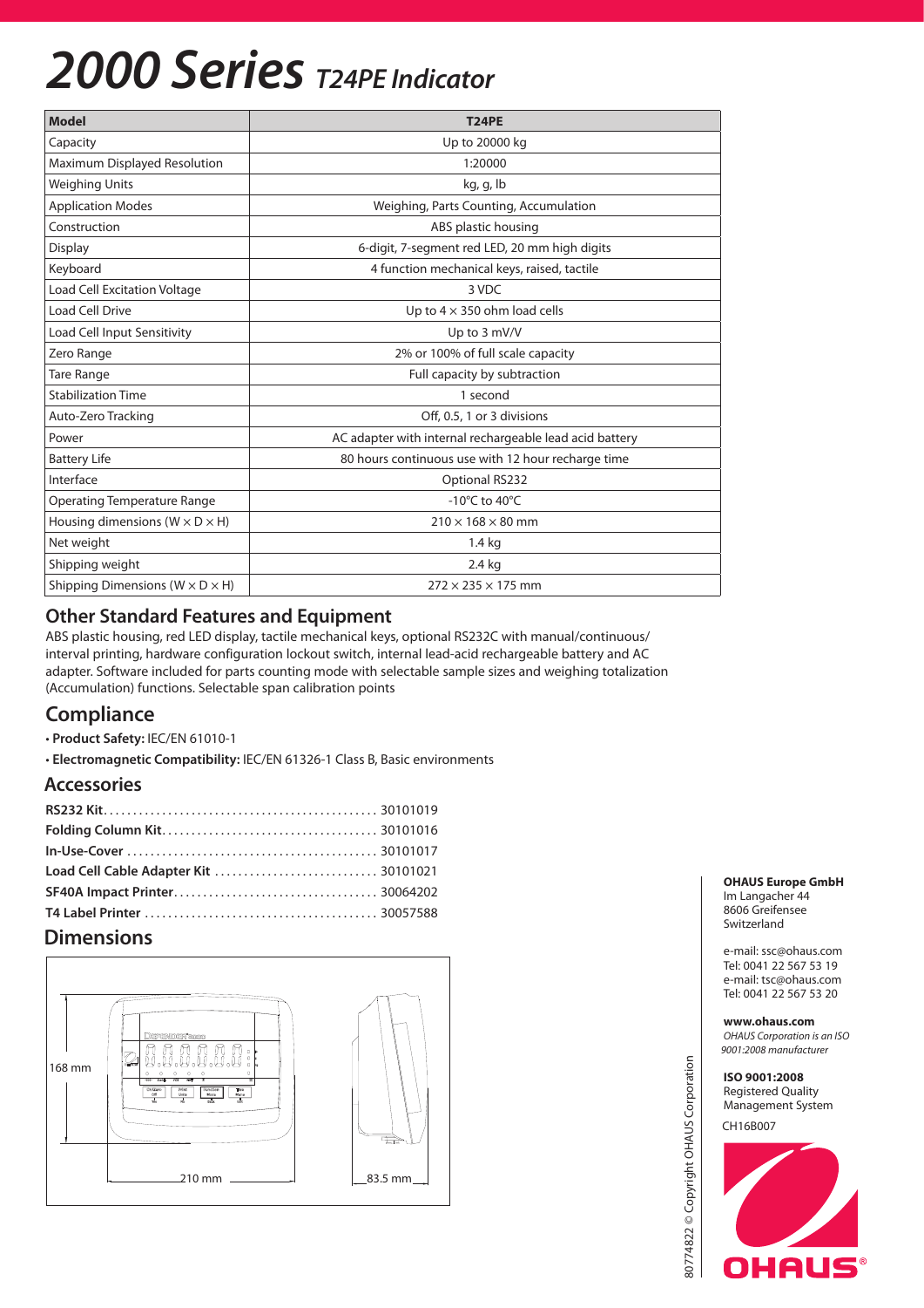# 2000 Series *T24PE Indicator*

| Model | T24PE |
|---|---|
| Capacity | Up to 20000 kg |
| Maximum Displayed Resolution | 1:20000 |
| Weighing Units | kg, g, lb |
| Application Modes | Weighing, Parts Counting, Accumulation |
| Construction | ABS plastic housing |
| Display | 6-digit, 7-segment red LED, 20 mm high digits |
| Keyboard | 4 function mechanical keys, raised, tactile |
| Load Cell Excitation Voltage | 3 VDC |
| Load Cell Drive | Up to 4 × 350 ohm load cells |
| Load Cell Input Sensitivity | Up to 3 mV/V |
| Zero Range | 2% or 100% of full scale capacity |
| Tare Range | Full capacity by subtraction |
| Stabilization Time | 1 second |
| Auto-Zero Tracking | Off, 0.5, 1 or 3 divisions |
| Power | AC adapter with internal rechargeable lead acid battery |
| Battery Life | 80 hours continuous use with 12 hour recharge time |
| Interface | Optional RS232 |
| Operating Temperature Range | -10°C to 40°C |
| Housing dimensions (W × D × H) | 210 × 168 × 80 mm |
| Net weight | 1.4 kg |
| Shipping weight | 2.4 kg |
| Shipping Dimensions (W × D × H) | 272 × 235 × 175 mm |

## Other Standard Features and Equipment

ABS plastic housing, red LED display, tactile mechanical keys, optional RS232C with manual/continuous/interval printing, hardware configuration lockout switch, internal lead-acid rechargeable battery and AC adapter. Software included for parts counting mode with selectable sample sizes and weighing totalization (Accumulation) functions. Selectable span calibration points

## Compliance

- **Product Safety:** IEC/EN 61010-1
- **Electromagnetic Compatibility:** IEC/EN 61326-1 Class B, Basic environments

## Accessories

**RS232 Kit**.............................................. 30101019
**Folding Column Kit**.................................... 30101016
**In-Use-Cover**.......................................... 30101017
**Load Cell Cable Adapter Kit**........................... 30101021
**SF40A Impact Printer**.................................. 30064202
**T4 Label Printer**...................................... 30057588

## Dimensions

168 mm
210 mm
83.5 mm

**OHAUS Europe GmbH**
Im Langacher 44
8606 Greifensee
Switzerland

e-mail: ssc@ohaus.com
Tel: 0041 22 567 53 19
e-mail: tsc@ohaus.com
Tel: 0041 22 567 53 20

**www.ohaus.com**
*OHAUS Corporation is an ISO 9001:2008 manufacturer*

**ISO 9001:2008**
Registered Quality Management System

CH16B007

80774822 © Copyright OHAUS Corporation

OHAUS®